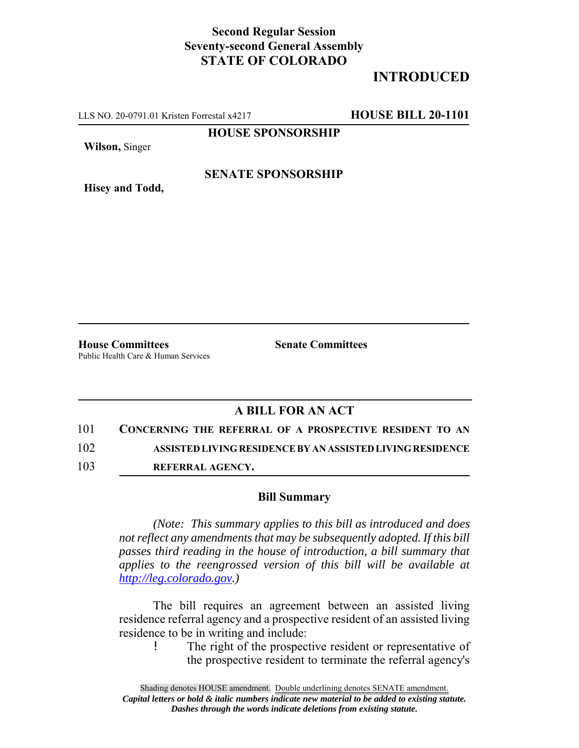**Second Regular Session**
**Seventy-second General Assembly**
**STATE OF COLORADO**

# INTRODUCED

LLS NO. 20-0791.01 Kristen Forrestal x4217 **HOUSE BILL 20-1101**

**HOUSE SPONSORSHIP**

**Wilson,** Singer

**SENATE SPONSORSHIP**

**Hisey and Todd,**

**House Committees**
Public Health Care & Human Services

**Senate Committees**

## A BILL FOR AN ACT

101 **CONCERNING THE REFERRAL OF A PROSPECTIVE RESIDENT TO AN**
102 **ASSISTED LIVING RESIDENCE BY AN ASSISTED LIVING RESIDENCE**
103 **REFERRAL AGENCY.**

### Bill Summary

*(Note: This summary applies to this bill as introduced and does not reflect any amendments that may be subsequently adopted. If this bill passes third reading in the house of introduction, a bill summary that applies to the reengrossed version of this bill will be available at http://leg.colorado.gov.)*

The bill requires an agreement between an assisted living residence referral agency and a prospective resident of an assisted living residence to be in writing and include:

- The right of the prospective resident or representative of the prospective resident to terminate the referral agency's

Shading denotes HOUSE amendment. Double underlining denotes SENATE amendment.
*Capital letters or bold & italic numbers indicate new material to be added to existing statute.*
*Dashes through the words indicate deletions from existing statute.*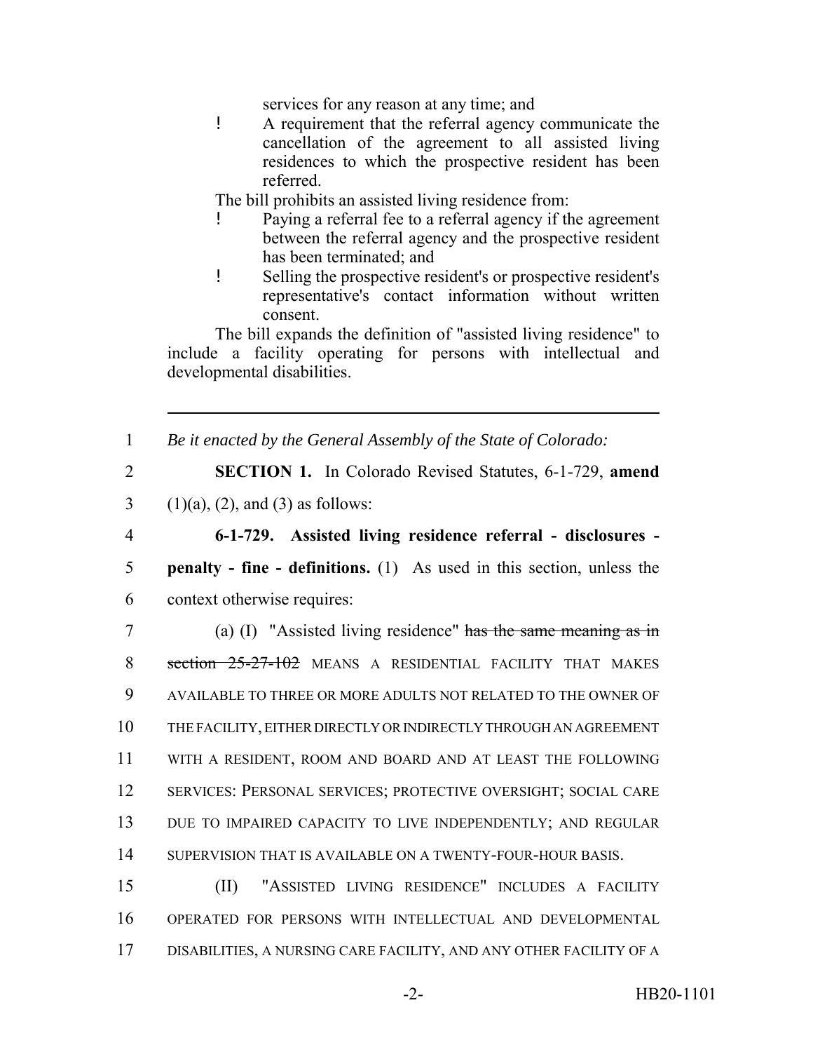services for any reason at any time; and

- A requirement that the referral agency communicate the cancellation of the agreement to all assisted living residences to which the prospective resident has been referred.

The bill prohibits an assisted living residence from:

- Paying a referral fee to a referral agency if the agreement between the referral agency and the prospective resident has been terminated; and
- Selling the prospective resident's or prospective resident's representative's contact information without written consent.

The bill expands the definition of "assisted living residence" to include a facility operating for persons with intellectual and developmental disabilities.

---

1 *Be it enacted by the General Assembly of the State of Colorado:*

2 **SECTION 1.** In Colorado Revised Statutes, 6-1-729, **amend**
3 (1)(a), (2), and (3) as follows:

4 **6-1-729. Assisted living residence referral - disclosures -**
5 **penalty - fine - definitions.** (1) As used in this section, unless the
6 context otherwise requires:

7 (a) (I) "Assisted living residence" ~~has the same meaning as in~~
8 ~~section 25-27-102~~ MEANS A RESIDENTIAL FACILITY THAT MAKES
9 AVAILABLE TO THREE OR MORE ADULTS NOT RELATED TO THE OWNER OF
10 THE FACILITY, EITHER DIRECTLY OR INDIRECTLY THROUGH AN AGREEMENT
11 WITH A RESIDENT, ROOM AND BOARD AND AT LEAST THE FOLLOWING
12 SERVICES: PERSONAL SERVICES; PROTECTIVE OVERSIGHT; SOCIAL CARE
13 DUE TO IMPAIRED CAPACITY TO LIVE INDEPENDENTLY; AND REGULAR
14 SUPERVISION THAT IS AVAILABLE ON A TWENTY-FOUR-HOUR BASIS.

15 (II) "ASSISTED LIVING RESIDENCE" INCLUDES A FACILITY
16 OPERATED FOR PERSONS WITH INTELLECTUAL AND DEVELOPMENTAL
17 DISABILITIES, A NURSING CARE FACILITY, AND ANY OTHER FACILITY OF A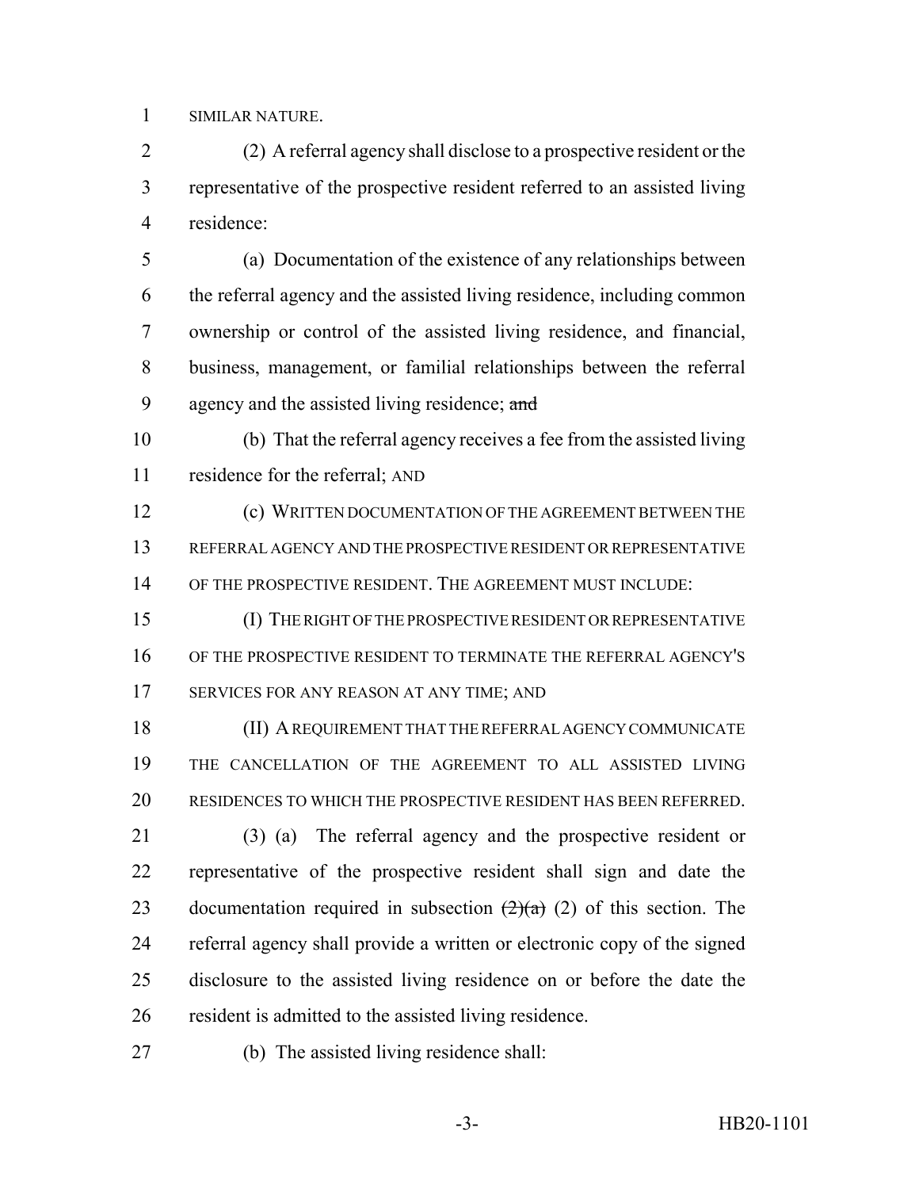SIMILAR NATURE.

(2) A referral agency shall disclose to a prospective resident or the representative of the prospective resident referred to an assisted living residence:

(a) Documentation of the existence of any relationships between the referral agency and the assisted living residence, including common ownership or control of the assisted living residence, and financial, business, management, or familial relationships between the referral agency and the assisted living residence; ~~and~~

(b) That the referral agency receives a fee from the assisted living residence for the referral; AND

(c) WRITTEN DOCUMENTATION OF THE AGREEMENT BETWEEN THE REFERRAL AGENCY AND THE PROSPECTIVE RESIDENT OR REPRESENTATIVE OF THE PROSPECTIVE RESIDENT. THE AGREEMENT MUST INCLUDE:

(I) THE RIGHT OF THE PROSPECTIVE RESIDENT OR REPRESENTATIVE OF THE PROSPECTIVE RESIDENT TO TERMINATE THE REFERRAL AGENCY'S SERVICES FOR ANY REASON AT ANY TIME; AND

(II) A REQUIREMENT THAT THE REFERRAL AGENCY COMMUNICATE THE CANCELLATION OF THE AGREEMENT TO ALL ASSISTED LIVING RESIDENCES TO WHICH THE PROSPECTIVE RESIDENT HAS BEEN REFERRED.

(3) (a) The referral agency and the prospective resident or representative of the prospective resident shall sign and date the documentation required in subsection ~~(2)(a)~~ (2) of this section. The referral agency shall provide a written or electronic copy of the signed disclosure to the assisted living residence on or before the date the resident is admitted to the assisted living residence.

(b) The assisted living residence shall: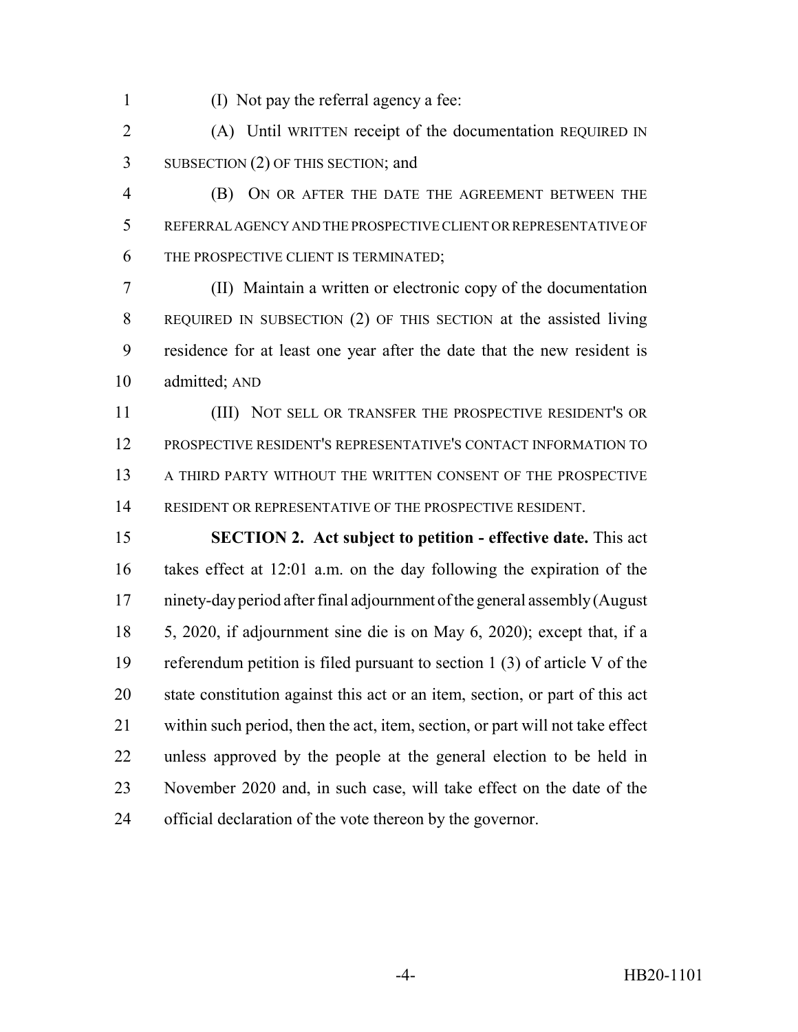(I) Not pay the referral agency a fee:

(A) Until WRITTEN receipt of the documentation REQUIRED IN SUBSECTION (2) OF THIS SECTION; and

(B) ON OR AFTER THE DATE THE AGREEMENT BETWEEN THE REFERRAL AGENCY AND THE PROSPECTIVE CLIENT OR REPRESENTATIVE OF THE PROSPECTIVE CLIENT IS TERMINATED;

(II) Maintain a written or electronic copy of the documentation REQUIRED IN SUBSECTION (2) OF THIS SECTION at the assisted living residence for at least one year after the date that the new resident is admitted; AND

(III) NOT SELL OR TRANSFER THE PROSPECTIVE RESIDENT'S OR PROSPECTIVE RESIDENT'S REPRESENTATIVE'S CONTACT INFORMATION TO A THIRD PARTY WITHOUT THE WRITTEN CONSENT OF THE PROSPECTIVE RESIDENT OR REPRESENTATIVE OF THE PROSPECTIVE RESIDENT.

**SECTION 2. Act subject to petition - effective date.** This act takes effect at 12:01 a.m. on the day following the expiration of the ninety-day period after final adjournment of the general assembly (August 5, 2020, if adjournment sine die is on May 6, 2020); except that, if a referendum petition is filed pursuant to section 1 (3) of article V of the state constitution against this act or an item, section, or part of this act within such period, then the act, item, section, or part will not take effect unless approved by the people at the general election to be held in November 2020 and, in such case, will take effect on the date of the official declaration of the vote thereon by the governor.